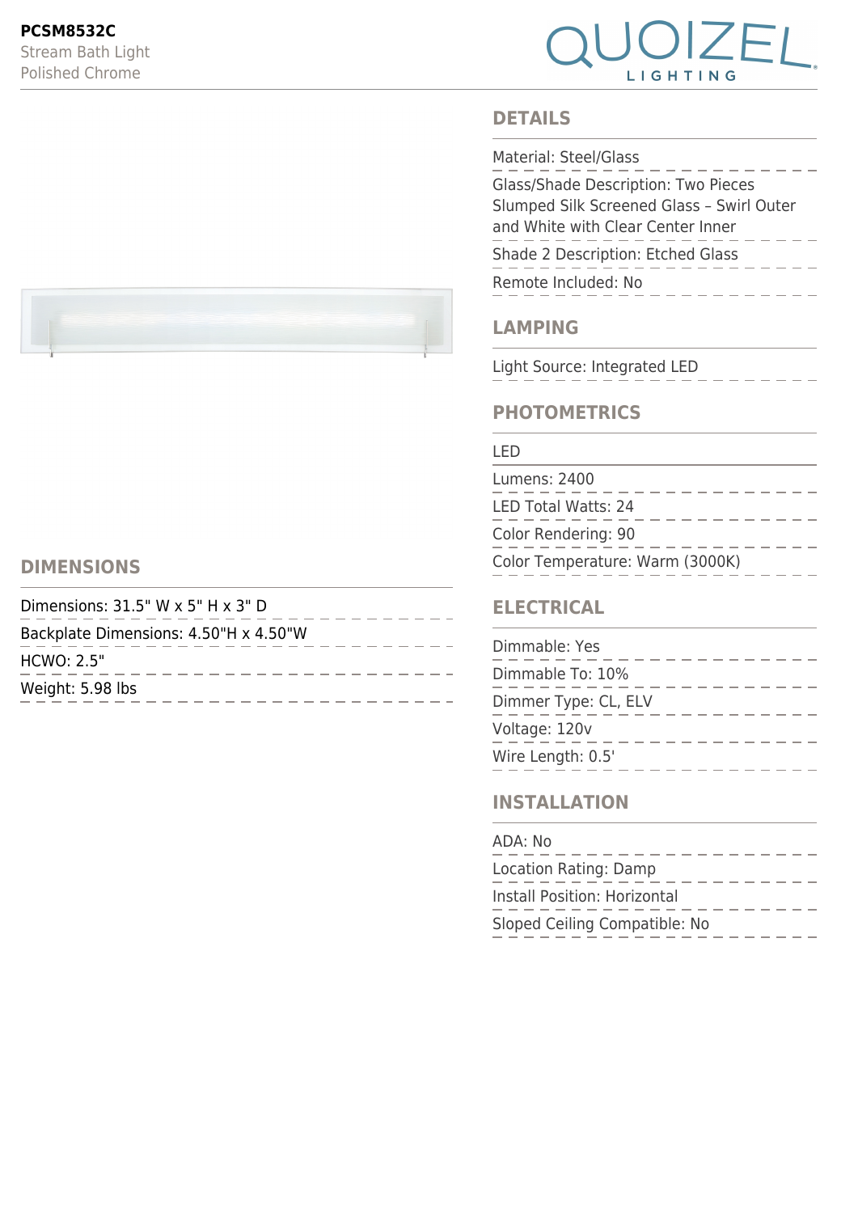**PCSM8532C**

Stream Bath Light

Polished Chrome

QUOIZEL LIGHTING

## DETAILS

Material: Steel/Glass

Glass/Shade Description: Two Pieces Slumped Silk Screened Glass – Swirl Outer and White with Clear Center Inner

Shade 2 Description: Etched Glass

Remote Included: No

## LAMPING

Light Source: Integrated LED

## PHOTOMETRICS

LED

Lumens: 2400

LED Total Watts: 24

Color Rendering: 90

Color Temperature: Warm (3000K)

## ELECTRICAL

Dimmable: Yes

Dimmable To: 10%

Dimmer Type: CL, ELV

Voltage: 120v

Wire Length: 0.5'

## INSTALLATION

ADA: No

Location Rating: Damp

Install Position: Horizontal

Sloped Ceiling Compatible: No

## DIMENSIONS

Dimensions: 31.5" W x 5" H x 3" D

Backplate Dimensions: 4.50"H x 4.50"W

HCWO: 2.5"

Weight: 5.98 lbs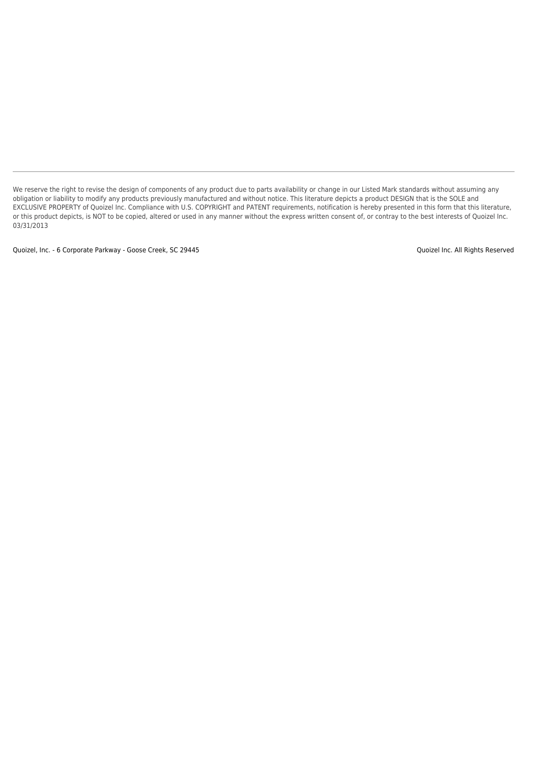We reserve the right to revise the design of components of any product due to parts availability or change in our Listed Mark standards without assuming any obligation or liability to modify any products previously manufactured and without notice. This literature depicts a product DESIGN that is the SOLE and EXCLUSIVE PROPERTY of Quoizel Inc. Compliance with U.S. COPYRIGHT and PATENT requirements, notification is hereby presented in this form that this literature, or this product depicts, is NOT to be copied, altered or used in any manner without the express written consent of, or contray to the best interests of Quoizel Inc. 03/31/2013

Quoizel, Inc. - 6 Corporate Parkway - Goose Creek, SC 29445

Quoizel Inc. All Rights Reserved